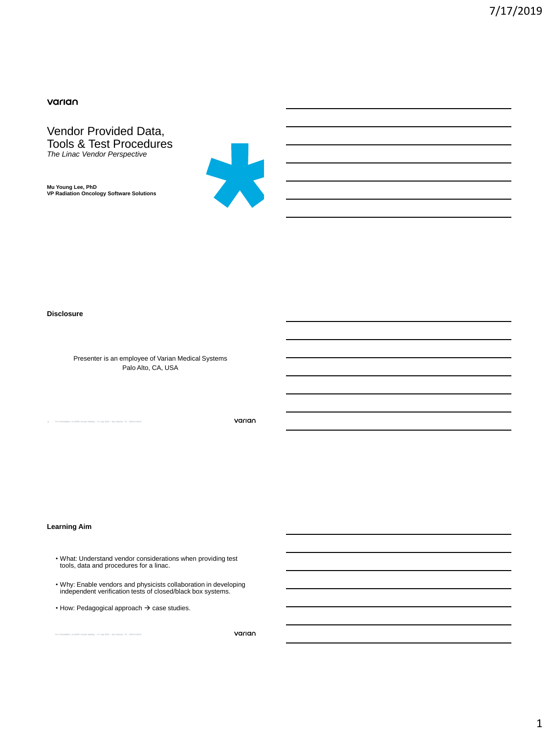varian

# Vendor Provided Data, Tools & Test Procedures

*The Linac Vendor Perspective*

**Mu Young Lee, PhD**
**VP Radiation Oncology Software Solutions**

## Disclosure

Presenter is an employee of Varian Medical Systems
Palo Alto, CA, USA

## Learning Aim

- What: Understand vendor considerations when providing test tools, data and procedures for a linac.
- Why: Enable vendors and physicists collaboration in developing independent verification tests of closed/black box systems.
- How: Pedagogical approach → case studies.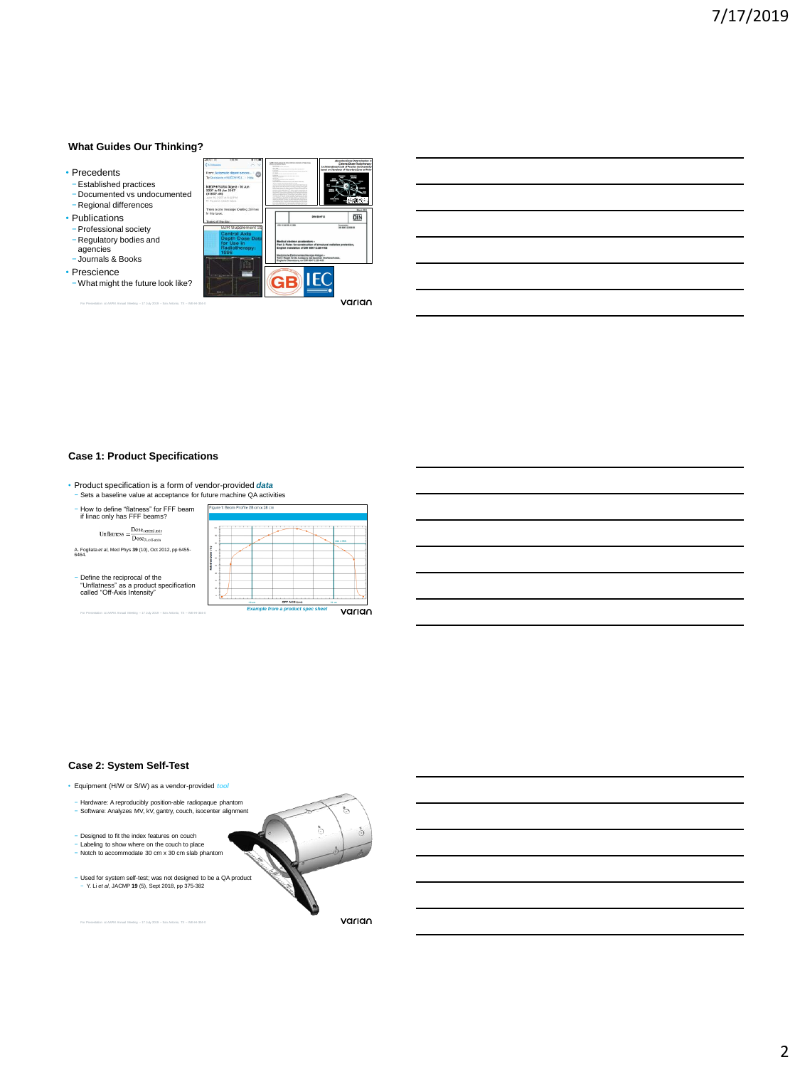## What Guides Our Thinking?

- Precedents
  - Established practices
  - Documented vs undocumented
  - Regional differences
- Publications
  - Professional society
  - Regulatory bodies and agencies
  - Journals & Books
- Prescience
  - What might the future look like?

## Case 1: Product Specifications

- Product specification is a form of vendor-provided ***data***
  - Sets a baseline value at acceptance for future machine QA activities
  - How to define "flatness" for FFF beam if linac only has FFF beams?

$$\text{Unflatness} = \frac{\text{Dose}_{\text{central axis}}}{\text{Dose}_{\text{off-axis}}}$$

A. Fogliata *et al*, Med Phys **39** (10), Oct 2012, pp 6455-6464.

  - Define the reciprocal of the "Unflatness" as a product specification called "Off-Axis Intensity"

Figure 1: Beam Profile 28 cm x 28 cm

*Example from a product spec sheet*

## Case 2: System Self-Test

- Equipment (H/W or S/W) as a vendor-provided *tool*
  - Hardware: A reproducibly position-able radiopaque phantom
  - Software: Analyzes MV, kV, gantry, couch, isocenter alignment
  - Designed to fit the index features on couch
  - Labeling to show where on the couch to place
  - Notch to accommodate 30 cm x 30 cm slab phantom
  - Used for system self-test; was not designed to be a QA product
    - Y. Li *et al*, JACMP **19** (5), Sept 2018, pp 375-382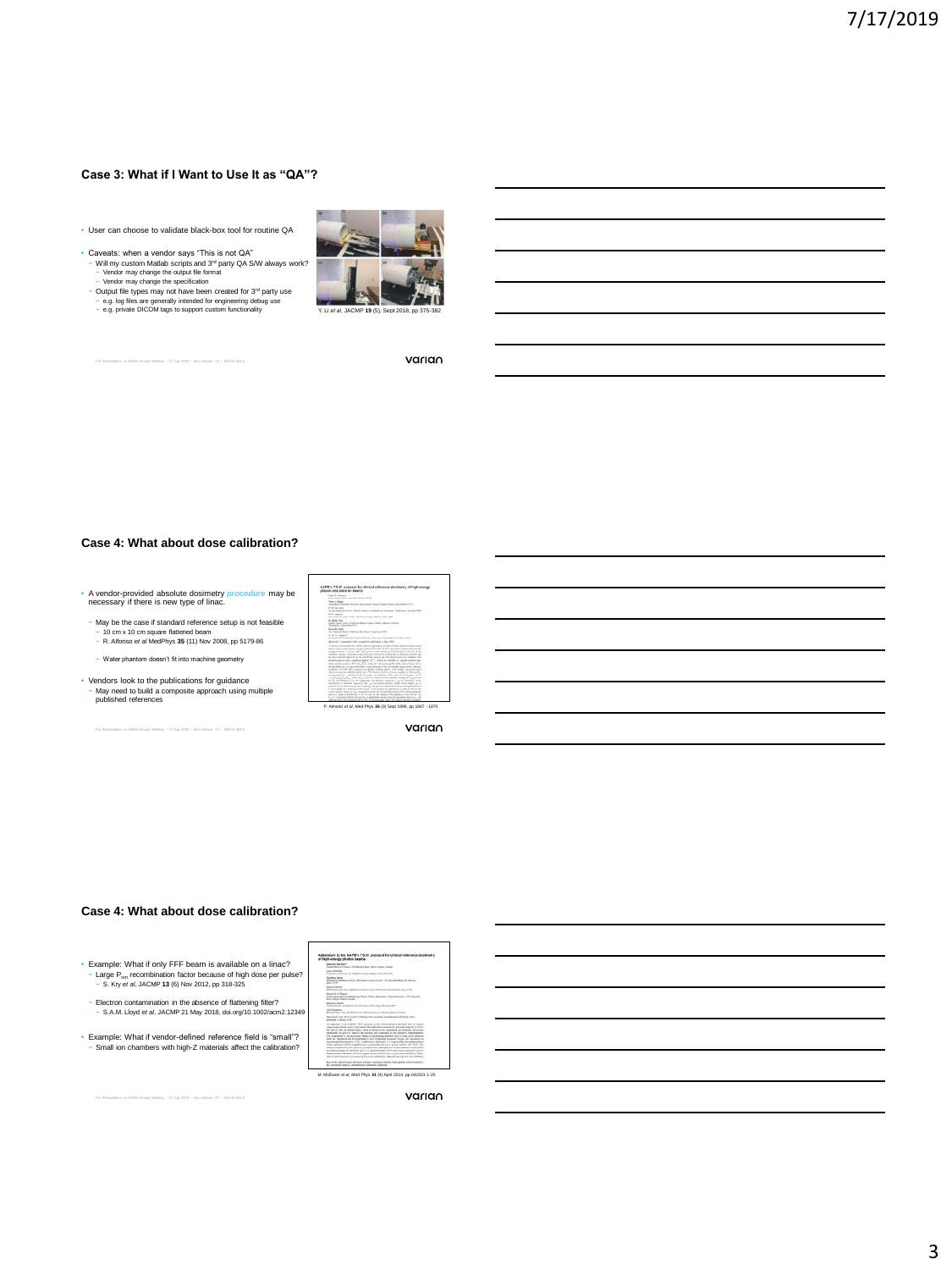## Case 3: What if I Want to Use It as "QA"?

- User can choose to validate black-box tool for routine QA
- Caveats: when a vendor says "This is not QA"
  - Will my custom Matlab scripts and 3[rd] party QA S/W always work?
    - Vendor may change the output file format
    - Vendor may change the specification
  - Output file types may not have been created for 3[rd] party use
    - e.g. log files are generally intended for engineering debug use
    - e.g. private DICOM tags to support custom functionality

Y. Li *et al*, JACMP **19** (5), Sept 2018, pp 375-382

## Case 4: What about dose calibration?

- A vendor-provided absolute dosimetry *procedure* may be necessary if there is new type of linac.
  - May be the case if standard reference setup is not feasible
    - 10 cm x 10 cm square flattened beam
    - R. Alfonso *et al* MedPhys **35** (11) Nov 2008, pp 5179-86
  - Water phantom doesn't fit into machine geometry
- Vendors look to the publications for guidance
  - May need to build a composite approach using multiple published references

P. Almond *et al*, Med Phys **26** (9) Sept 1999, pp 1847 - 1870

## Case 4: What about dose calibration?

- Example: What if only FFF beam is available on a linac?
  - Large $P_{ion}$ recombination factor because of high dose per pulse?
    - S. Kry *et al*, JACMP **13** (6) Nov 2012, pp 318-325
  - Electron contamination in the absence of flattening filter?
    - S.A.M. Lloyd *et al*, JACMP 21 May 2018, doi.org/10.1002/acm2.12349
- Example: What if vendor-defined reference field is "small"?
  - Small ion chambers with high-Z materials affect the calibration?

M. McEwen *et al*, Med Phys **41** (4) April 2014, pp 041501 1-20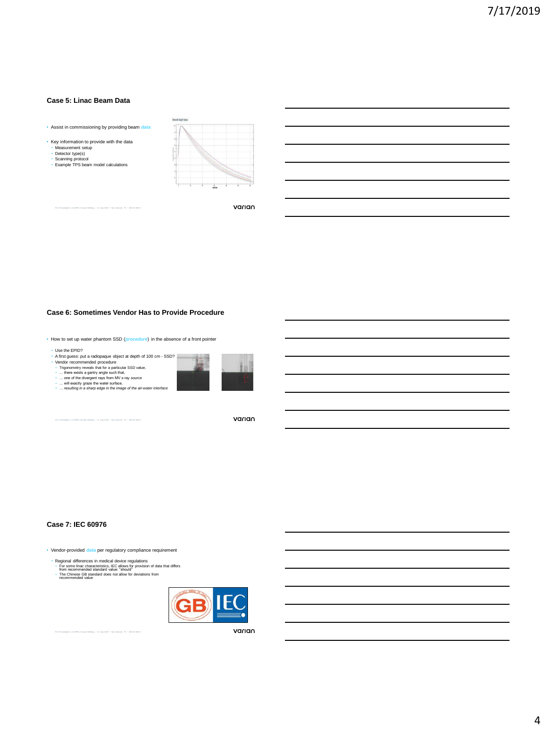## Case 5: Linac Beam Data

- Assist in commissioning by providing beam *data*
- Key information to provide with the data
  - Measurement setup
  - Detector type(s)
  - Scanning protocol
  - Example TPS beam model calculations

## Case 6: Sometimes Vendor Has to Provide Procedure

- How to set up water phantom SSD (*procedure*) in the absence of a front pointer
  - Use the EPID?
  - A first guess: put a radiopaque object at depth of 100 cm - SSD?
  - Vendor recommended procedure
    - Trigonometry reveals that for a particular SSD value,
    - … there exists a gantry angle such that,
    - … one of the divergent rays from MV x-ray source
    - … will exactly graze the water surface,
    - *… resulting in a sharp edge in the image of the air-water interface*

## Case 7: IEC 60976

- Vendor-provided *data* per regulatory compliance requirement
  - Regional differences in medical device regulations
    - For some linac characteristics, IEC allows for provision of data that differs from recommended standard value: "should"
    - The Chinese GB standard does not allow for deviations from recommended value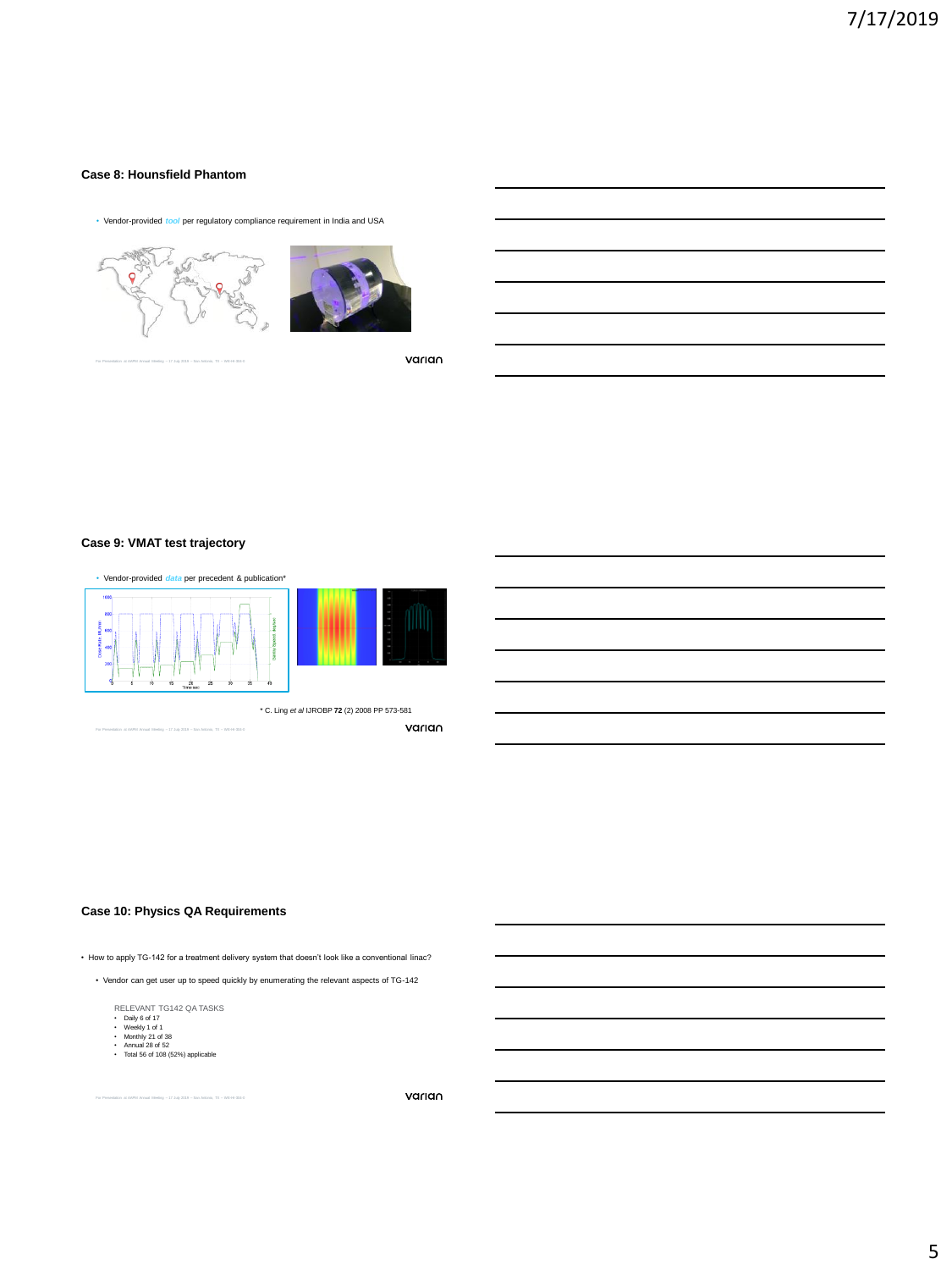## Case 8: Hounsfield Phantom

- Vendor-provided *tool* per regulatory compliance requirement in India and USA

## Case 9: VMAT test trajectory

- Vendor-provided *data* per precedent & publication*

\* C. Ling *et al* IJROBP **72** (2) 2008 PP 573-581

## Case 10: Physics QA Requirements

- How to apply TG-142 for a treatment delivery system that doesn't look like a conventional linac?
  - Vendor can get user up to speed quickly by enumerating the relevant aspects of TG-142

RELEVANT TG142 QA TASKS

- Daily 6 of 17
- Weekly 1 of 1
- Monthly 21 of 38
- Annual 28 of 52
- Total 56 of 108 (52%) applicable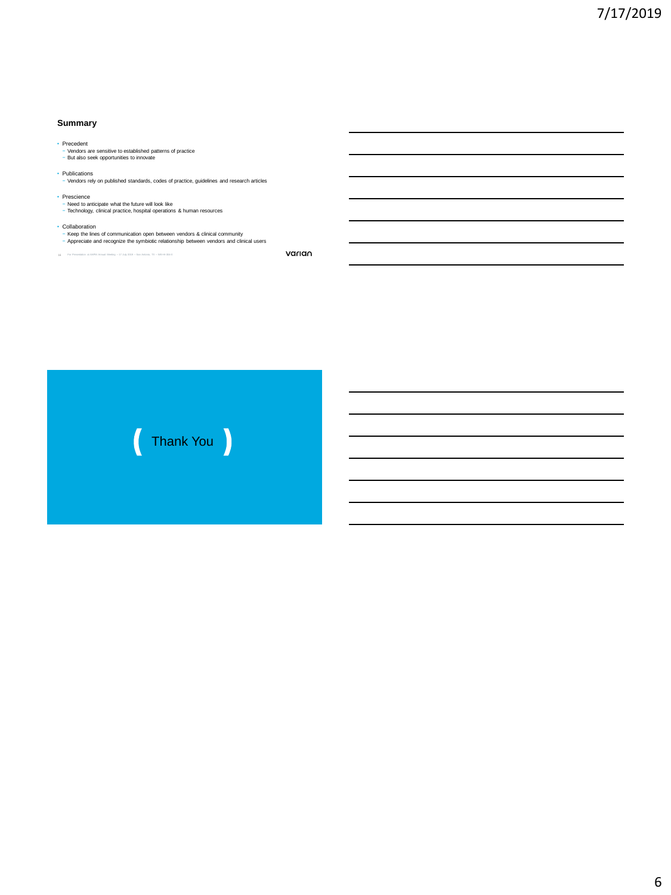## Summary

- Precedent
  - Vendors are sensitive to established patterns of practice
  - But also seek opportunities to innovate
- Publications
  - Vendors rely on published standards, codes of practice, guidelines and research articles
- Prescience
  - Need to anticipate what the future will look like
  - Technology, clinical practice, hospital operations & human resources
- Collaboration
  - Keep the lines of communication open between vendors & clinical community
  - Appreciate and recognize the symbiotic relationship between vendors and clinical users

varian

( Thank You )